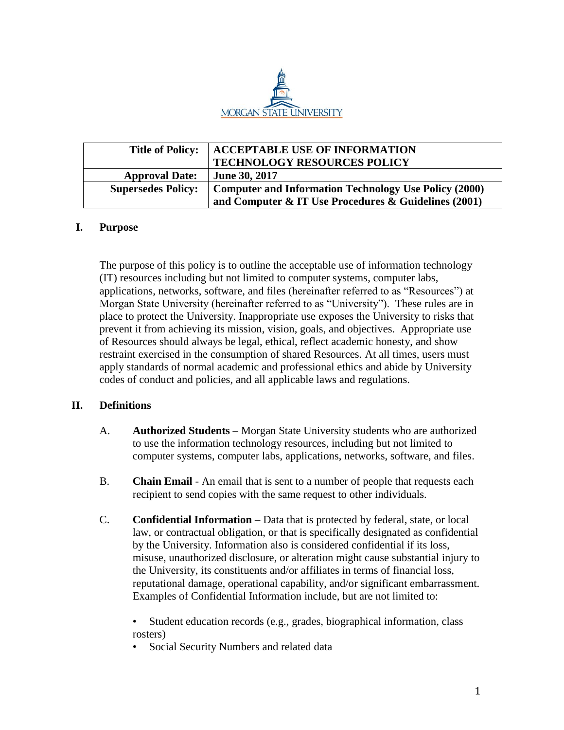MORGAN STATE UNIVERSITY

| Title of Policy: | ACCEPTABLE USE OF INFORMATION TECHNOLOGY RESOURCES POLICY |
| --- | --- |
| Approval Date: | June 30, 2017 |
| Supersedes Policy: | Computer and Information Technology Use Policy (2000) and Computer & IT Use Procedures & Guidelines (2001) |

## I. Purpose

The purpose of this policy is to outline the acceptable use of information technology (IT) resources including but not limited to computer systems, computer labs, applications, networks, software, and files (hereinafter referred to as "Resources") at Morgan State University (hereinafter referred to as "University"). These rules are in place to protect the University. Inappropriate use exposes the University to risks that prevent it from achieving its mission, vision, goals, and objectives. Appropriate use of Resources should always be legal, ethical, reflect academic honesty, and show restraint exercised in the consumption of shared Resources. At all times, users must apply standards of normal academic and professional ethics and abide by University codes of conduct and policies, and all applicable laws and regulations.

## II. Definitions

A. **Authorized Students** – Morgan State University students who are authorized to use the information technology resources, including but not limited to computer systems, computer labs, applications, networks, software, and files.

B. **Chain Email** - An email that is sent to a number of people that requests each recipient to send copies with the same request to other individuals.

C. **Confidential Information** – Data that is protected by federal, state, or local law, or contractual obligation, or that is specifically designated as confidential by the University. Information also is considered confidential if its loss, misuse, unauthorized disclosure, or alteration might cause substantial injury to the University, its constituents and/or affiliates in terms of financial loss, reputational damage, operational capability, and/or significant embarrassment. Examples of Confidential Information include, but are not limited to:

- Student education records (e.g., grades, biographical information, class rosters)
- Social Security Numbers and related data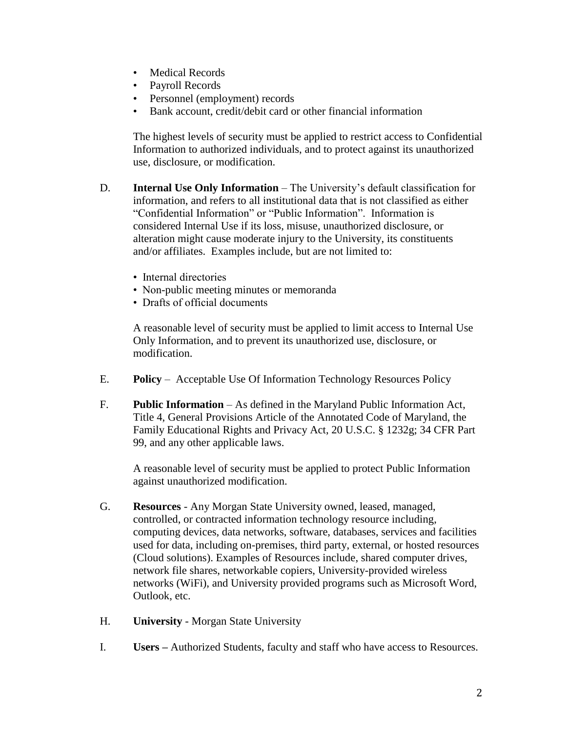- Medical Records
- Payroll Records
- Personnel (employment) records
- Bank account, credit/debit card or other financial information

The highest levels of security must be applied to restrict access to Confidential Information to authorized individuals, and to protect against its unauthorized use, disclosure, or modification.

D. **Internal Use Only Information** – The University's default classification for information, and refers to all institutional data that is not classified as either "Confidential Information" or "Public Information". Information is considered Internal Use if its loss, misuse, unauthorized disclosure, or alteration might cause moderate injury to the University, its constituents and/or affiliates. Examples include, but are not limited to:

- Internal directories
- Non-public meeting minutes or memoranda
- Drafts of official documents

A reasonable level of security must be applied to limit access to Internal Use Only Information, and to prevent its unauthorized use, disclosure, or modification.

E. **Policy** – Acceptable Use Of Information Technology Resources Policy

F. **Public Information** – As defined in the Maryland Public Information Act, Title 4, General Provisions Article of the Annotated Code of Maryland, the Family Educational Rights and Privacy Act, 20 U.S.C. § 1232g; 34 CFR Part 99, and any other applicable laws.

A reasonable level of security must be applied to protect Public Information against unauthorized modification.

G. **Resources** - Any Morgan State University owned, leased, managed, controlled, or contracted information technology resource including, computing devices, data networks, software, databases, services and facilities used for data, including on-premises, third party, external, or hosted resources (Cloud solutions). Examples of Resources include, shared computer drives, network file shares, networkable copiers, University-provided wireless networks (WiFi), and University provided programs such as Microsoft Word, Outlook, etc.

H. **University** - Morgan State University

I. **Users –** Authorized Students, faculty and staff who have access to Resources.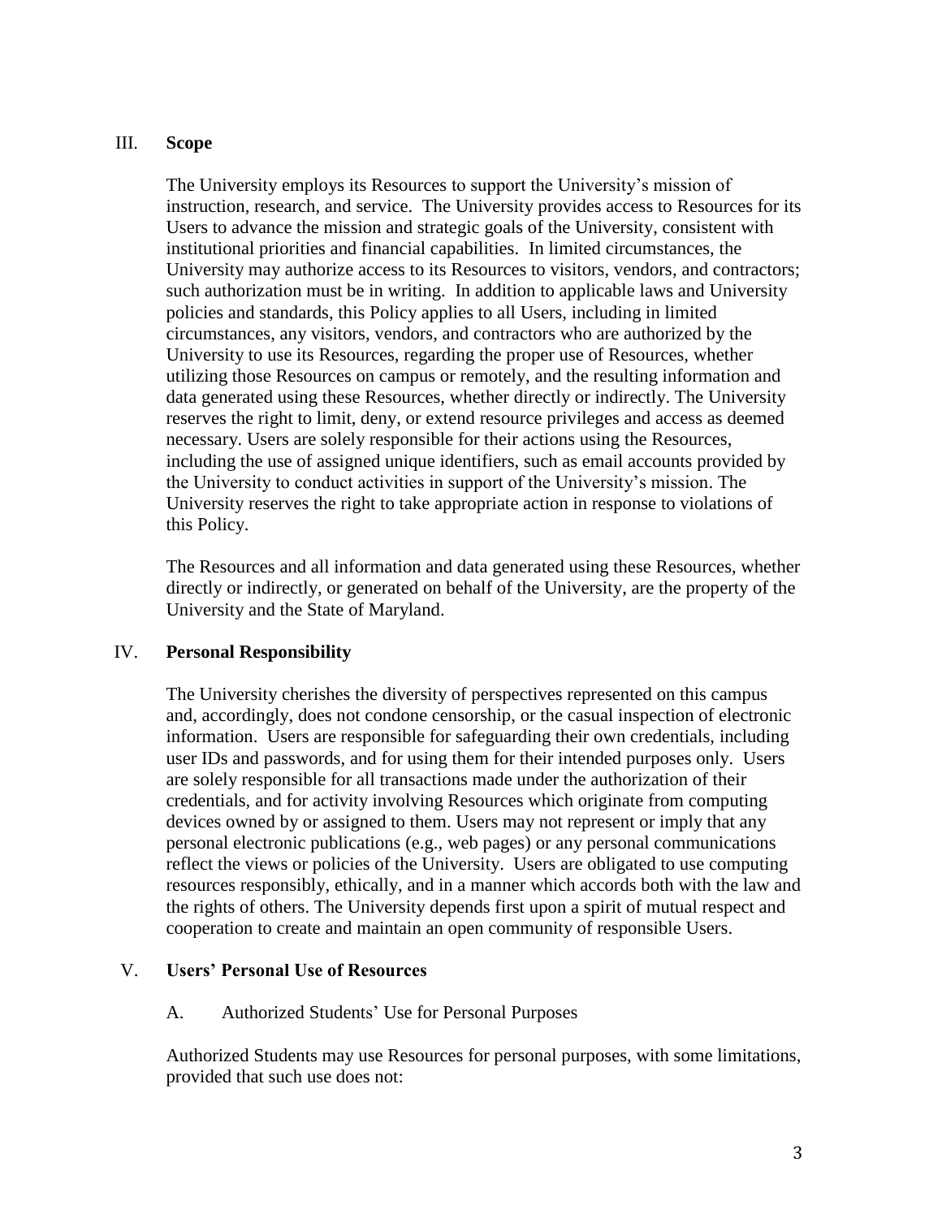## III. **Scope**

The University employs its Resources to support the University's mission of instruction, research, and service. The University provides access to Resources for its Users to advance the mission and strategic goals of the University, consistent with institutional priorities and financial capabilities. In limited circumstances, the University may authorize access to its Resources to visitors, vendors, and contractors; such authorization must be in writing. In addition to applicable laws and University policies and standards, this Policy applies to all Users, including in limited circumstances, any visitors, vendors, and contractors who are authorized by the University to use its Resources, regarding the proper use of Resources, whether utilizing those Resources on campus or remotely, and the resulting information and data generated using these Resources, whether directly or indirectly. The University reserves the right to limit, deny, or extend resource privileges and access as deemed necessary. Users are solely responsible for their actions using the Resources, including the use of assigned unique identifiers, such as email accounts provided by the University to conduct activities in support of the University's mission. The University reserves the right to take appropriate action in response to violations of this Policy.

The Resources and all information and data generated using these Resources, whether directly or indirectly, or generated on behalf of the University, are the property of the University and the State of Maryland.

## IV. **Personal Responsibility**

The University cherishes the diversity of perspectives represented on this campus and, accordingly, does not condone censorship, or the casual inspection of electronic information. Users are responsible for safeguarding their own credentials, including user IDs and passwords, and for using them for their intended purposes only. Users are solely responsible for all transactions made under the authorization of their credentials, and for activity involving Resources which originate from computing devices owned by or assigned to them. Users may not represent or imply that any personal electronic publications (e.g., web pages) or any personal communications reflect the views or policies of the University. Users are obligated to use computing resources responsibly, ethically, and in a manner which accords both with the law and the rights of others. The University depends first upon a spirit of mutual respect and cooperation to create and maintain an open community of responsible Users.

## V. **Users' Personal Use of Resources**

### A. Authorized Students' Use for Personal Purposes

Authorized Students may use Resources for personal purposes, with some limitations, provided that such use does not: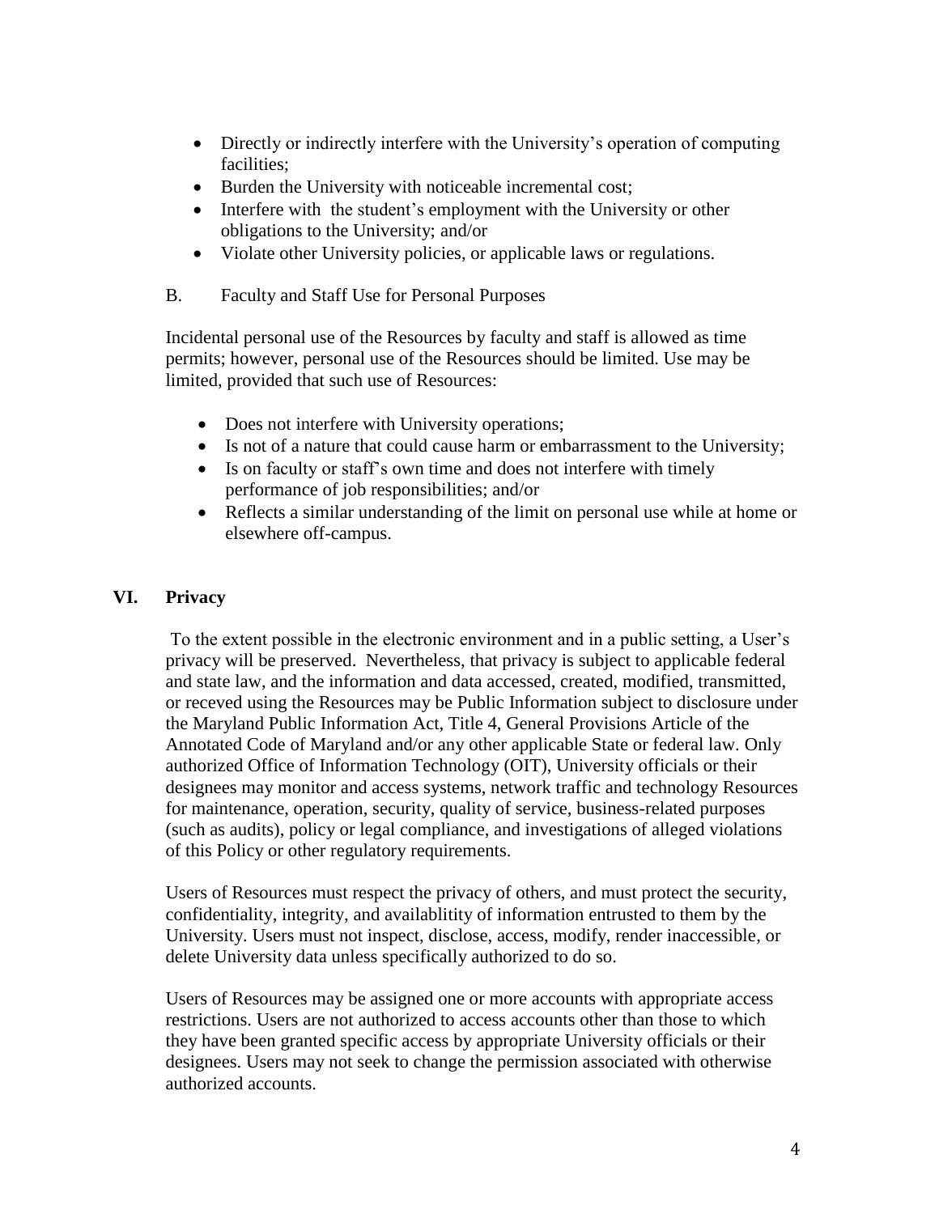- Directly or indirectly interfere with the University's operation of computing facilities;
- Burden the University with noticeable incremental cost;
- Interfere with the student's employment with the University or other obligations to the University; and/or
- Violate other University policies, or applicable laws or regulations.

B. Faculty and Staff Use for Personal Purposes

Incidental personal use of the Resources by faculty and staff is allowed as time permits; however, personal use of the Resources should be limited. Use may be limited, provided that such use of Resources:

- Does not interfere with University operations;
- Is not of a nature that could cause harm or embarrassment to the University;
- Is on faculty or staff's own time and does not interfere with timely performance of job responsibilities; and/or
- Reflects a similar understanding of the limit on personal use while at home or elsewhere off-campus.

## VI. Privacy

To the extent possible in the electronic environment and in a public setting, a User's privacy will be preserved. Nevertheless, that privacy is subject to applicable federal and state law, and the information and data accessed, created, modified, transmitted, or receved using the Resources may be Public Information subject to disclosure under the Maryland Public Information Act, Title 4, General Provisions Article of the Annotated Code of Maryland and/or any other applicable State or federal law. Only authorized Office of Information Technology (OIT), University officials or their designees may monitor and access systems, network traffic and technology Resources for maintenance, operation, security, quality of service, business-related purposes (such as audits), policy or legal compliance, and investigations of alleged violations of this Policy or other regulatory requirements.

Users of Resources must respect the privacy of others, and must protect the security, confidentiality, integrity, and availablitity of information entrusted to them by the University. Users must not inspect, disclose, access, modify, render inaccessible, or delete University data unless specifically authorized to do so.

Users of Resources may be assigned one or more accounts with appropriate access restrictions. Users are not authorized to access accounts other than those to which they have been granted specific access by appropriate University officials or their designees. Users may not seek to change the permission associated with otherwise authorized accounts.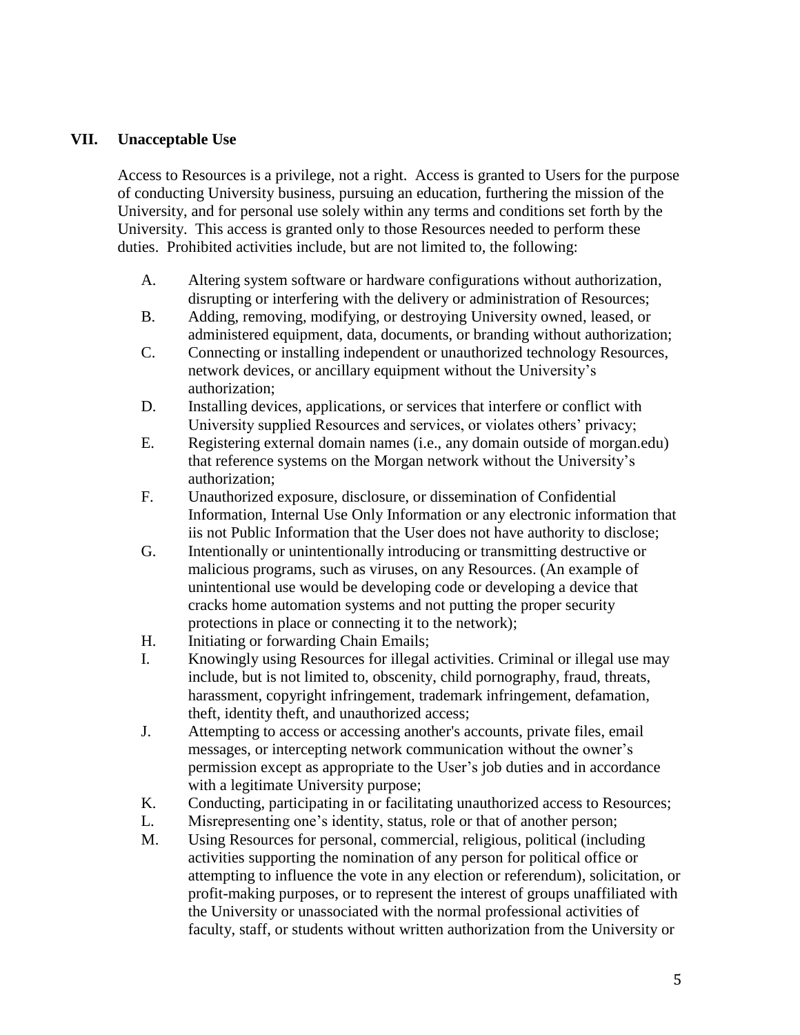## VII. Unacceptable Use

Access to Resources is a privilege, not a right. Access is granted to Users for the purpose of conducting University business, pursuing an education, furthering the mission of the University, and for personal use solely within any terms and conditions set forth by the University. This access is granted only to those Resources needed to perform these duties. Prohibited activities include, but are not limited to, the following:

A. Altering system software or hardware configurations without authorization, disrupting or interfering with the delivery or administration of Resources;

B. Adding, removing, modifying, or destroying University owned, leased, or administered equipment, data, documents, or branding without authorization;

C. Connecting or installing independent or unauthorized technology Resources, network devices, or ancillary equipment without the University's authorization;

D. Installing devices, applications, or services that interfere or conflict with University supplied Resources and services, or violates others' privacy;

E. Registering external domain names (i.e., any domain outside of morgan.edu) that reference systems on the Morgan network without the University's authorization;

F. Unauthorized exposure, disclosure, or dissemination of Confidential Information, Internal Use Only Information or any electronic information that iis not Public Information that the User does not have authority to disclose;

G. Intentionally or unintentionally introducing or transmitting destructive or malicious programs, such as viruses, on any Resources. (An example of unintentional use would be developing code or developing a device that cracks home automation systems and not putting the proper security protections in place or connecting it to the network);

H. Initiating or forwarding Chain Emails;

I. Knowingly using Resources for illegal activities. Criminal or illegal use may include, but is not limited to, obscenity, child pornography, fraud, threats, harassment, copyright infringement, trademark infringement, defamation, theft, identity theft, and unauthorized access;

J. Attempting to access or accessing another's accounts, private files, email messages, or intercepting network communication without the owner's permission except as appropriate to the User's job duties and in accordance with a legitimate University purpose;

K. Conducting, participating in or facilitating unauthorized access to Resources;

L. Misrepresenting one's identity, status, role or that of another person;

M. Using Resources for personal, commercial, religious, political (including activities supporting the nomination of any person for political office or attempting to influence the vote in any election or referendum), solicitation, or profit-making purposes, or to represent the interest of groups unaffiliated with the University or unassociated with the normal professional activities of faculty, staff, or students without written authorization from the University or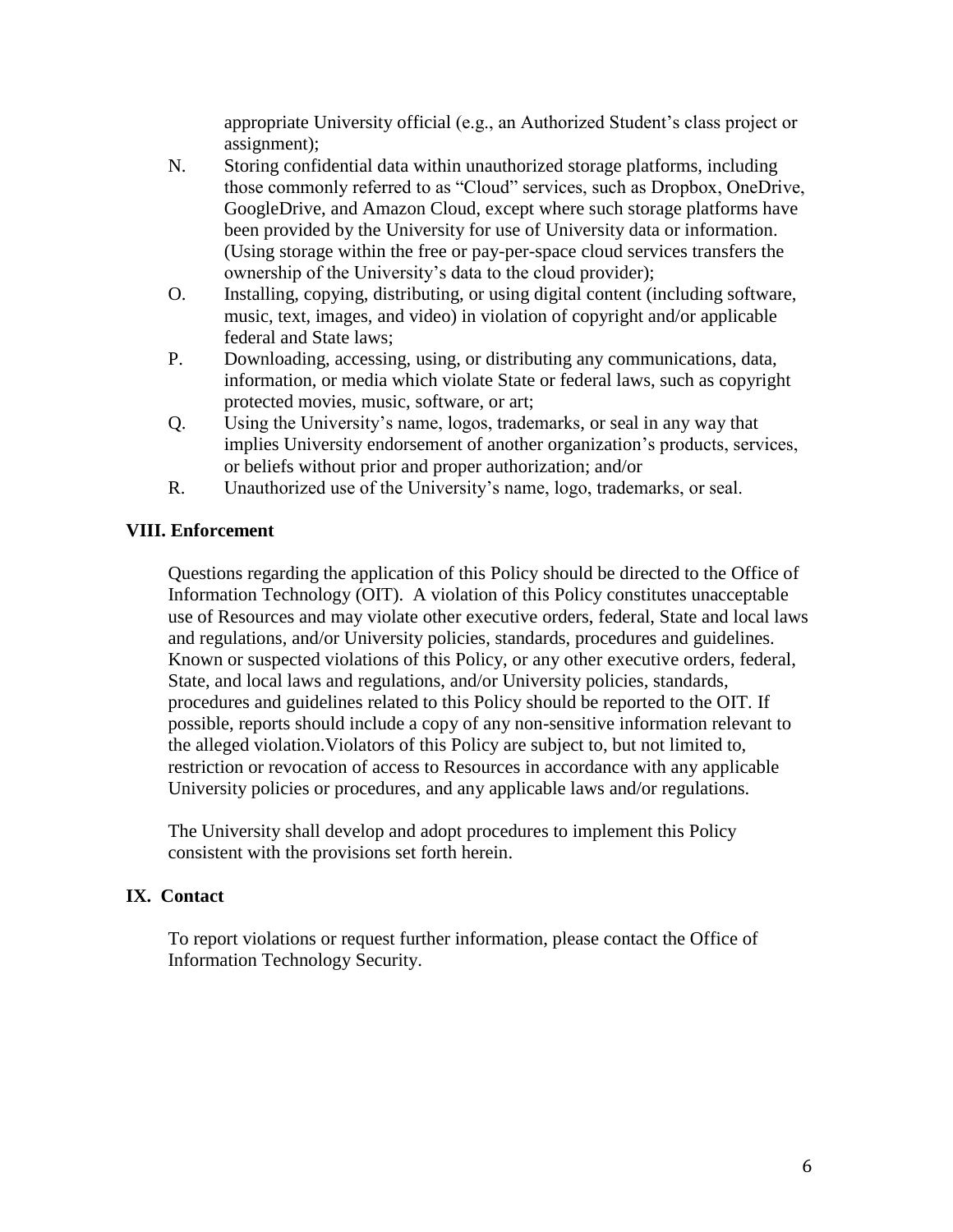appropriate University official (e.g., an Authorized Student's class project or assignment);

N. Storing confidential data within unauthorized storage platforms, including those commonly referred to as "Cloud" services, such as Dropbox, OneDrive, GoogleDrive, and Amazon Cloud, except where such storage platforms have been provided by the University for use of University data or information. (Using storage within the free or pay-per-space cloud services transfers the ownership of the University's data to the cloud provider);

O. Installing, copying, distributing, or using digital content (including software, music, text, images, and video) in violation of copyright and/or applicable federal and State laws;

P. Downloading, accessing, using, or distributing any communications, data, information, or media which violate State or federal laws, such as copyright protected movies, music, software, or art;

Q. Using the University's name, logos, trademarks, or seal in any way that implies University endorsement of another organization's products, services, or beliefs without prior and proper authorization; and/or

R. Unauthorized use of the University's name, logo, trademarks, or seal.

## VIII. Enforcement

Questions regarding the application of this Policy should be directed to the Office of Information Technology (OIT). A violation of this Policy constitutes unacceptable use of Resources and may violate other executive orders, federal, State and local laws and regulations, and/or University policies, standards, procedures and guidelines. Known or suspected violations of this Policy, or any other executive orders, federal, State, and local laws and regulations, and/or University policies, standards, procedures and guidelines related to this Policy should be reported to the OIT. If possible, reports should include a copy of any non-sensitive information relevant to the alleged violation.Violators of this Policy are subject to, but not limited to, restriction or revocation of access to Resources in accordance with any applicable University policies or procedures, and any applicable laws and/or regulations.

The University shall develop and adopt procedures to implement this Policy consistent with the provisions set forth herein.

## IX. Contact

To report violations or request further information, please contact the Office of Information Technology Security.